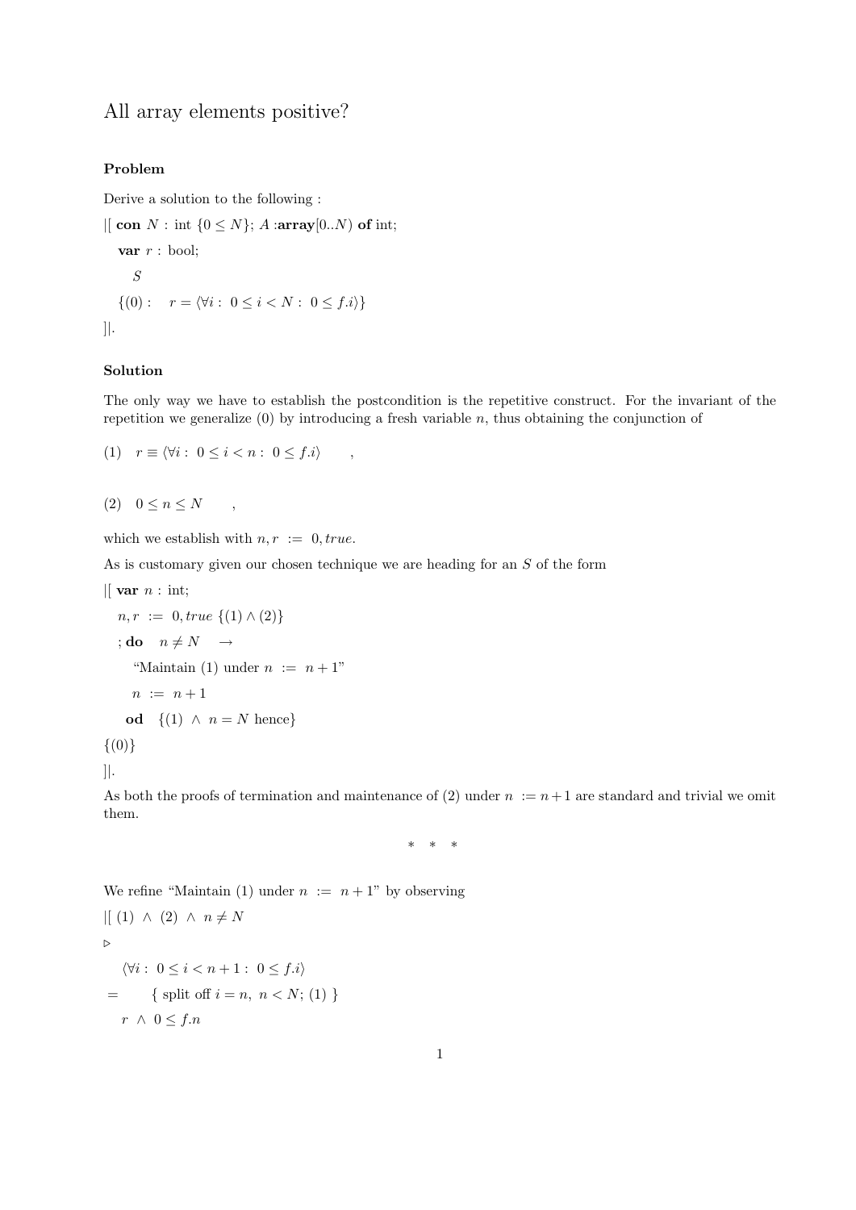# All array elements positive?

### Problem

Derive a solution to the following :

|[ **con** $N$ : int $\{0 \le N\}$; $A$ :**array**$[0..N)$ **of** int;

  **var** $r$ : bool;

    $S$

  $\{(0): \quad r = \langle \forall i:\ 0 \le i < N:\ 0 \le f.i \rangle\}$

]|.

### Solution

The only way we have to establish the postcondition is the repetitive construct. For the invariant of the repetition we generalize (0) by introducing a fresh variable $n$, thus obtaining the conjunction of

(1) $\quad r \equiv \langle \forall i:\ 0 \le i < n:\ 0 \le f.i \rangle \qquad ,$

(2) $\quad 0 \le n \le N \qquad ,$

which we establish with $n, r \ := \ 0, true$.

As is customary given our chosen technique we are heading for an $S$ of the form

|[ **var** $n$ : int;

  $n, r \ := \ 0, true$ $\{(1) \wedge (2)\}$

  ; **do** $\quad n \ne N \quad \rightarrow$

    "Maintain (1) under $n \ := \ n+1$"

    $n \ := \ n+1$

   **od** $\{(1) \ \wedge \ n = N$ hence$\}$

$\{(0)\}$

]|.

As both the proofs of termination and maintenance of (2) under $n \ := n+1$ are standard and trivial we omit them.

\* \* \*

We refine "Maintain (1) under $n \ := \ n+1$" by observing

|[ (1) $\wedge$ (2) $\wedge$ $n \ne N$

$\triangleright$

  $\langle \forall i:\ 0 \le i < n+1:\ 0 \le f.i \rangle$

$=$ $\quad$ { split off $i = n,\ n < N$; (1) }

  $r \ \wedge \ 0 \le f.n$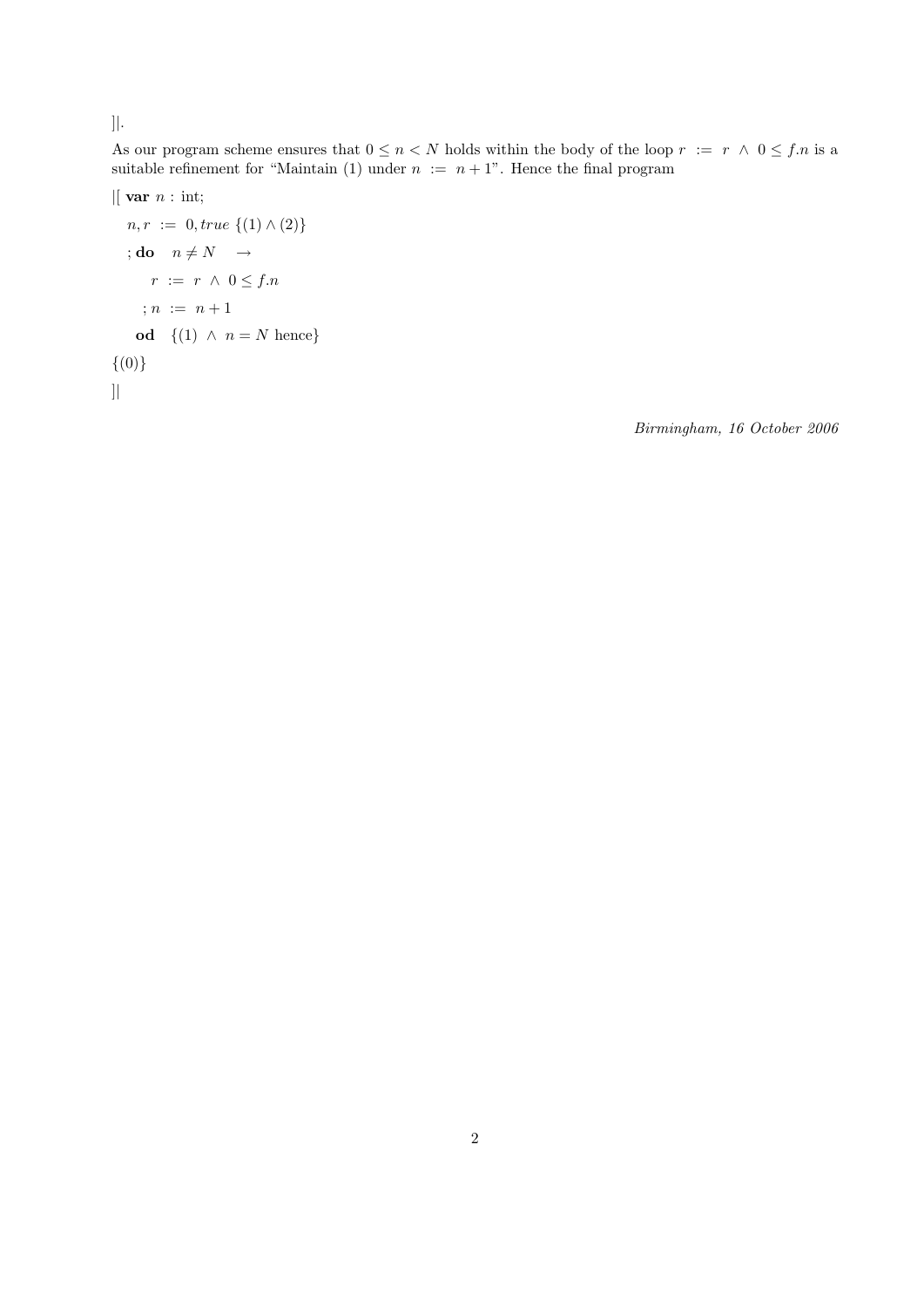]|.

As our program scheme ensures that $0 \le n < N$ holds within the body of the loop $r \;:=\; r \;\wedge\; 0 \le f.n$ is a suitable refinement for "Maintain (1) under $n \;:=\; n+1$". Hence the final program

|[ **var** $n$ : int;

  $n, r \;:=\; 0, true$ $\{(1) \wedge (2)\}$

  ; **do**  $n \neq N$  $\rightarrow$

    $r \;:=\; r \;\wedge\; 0 \le f.n$

   ; $n \;:=\; n+1$

  **od**  $\{(1) \;\wedge\; n = N$ hence$\}$

$\{(0)\}$

]|

*Birmingham, 16 October 2006*